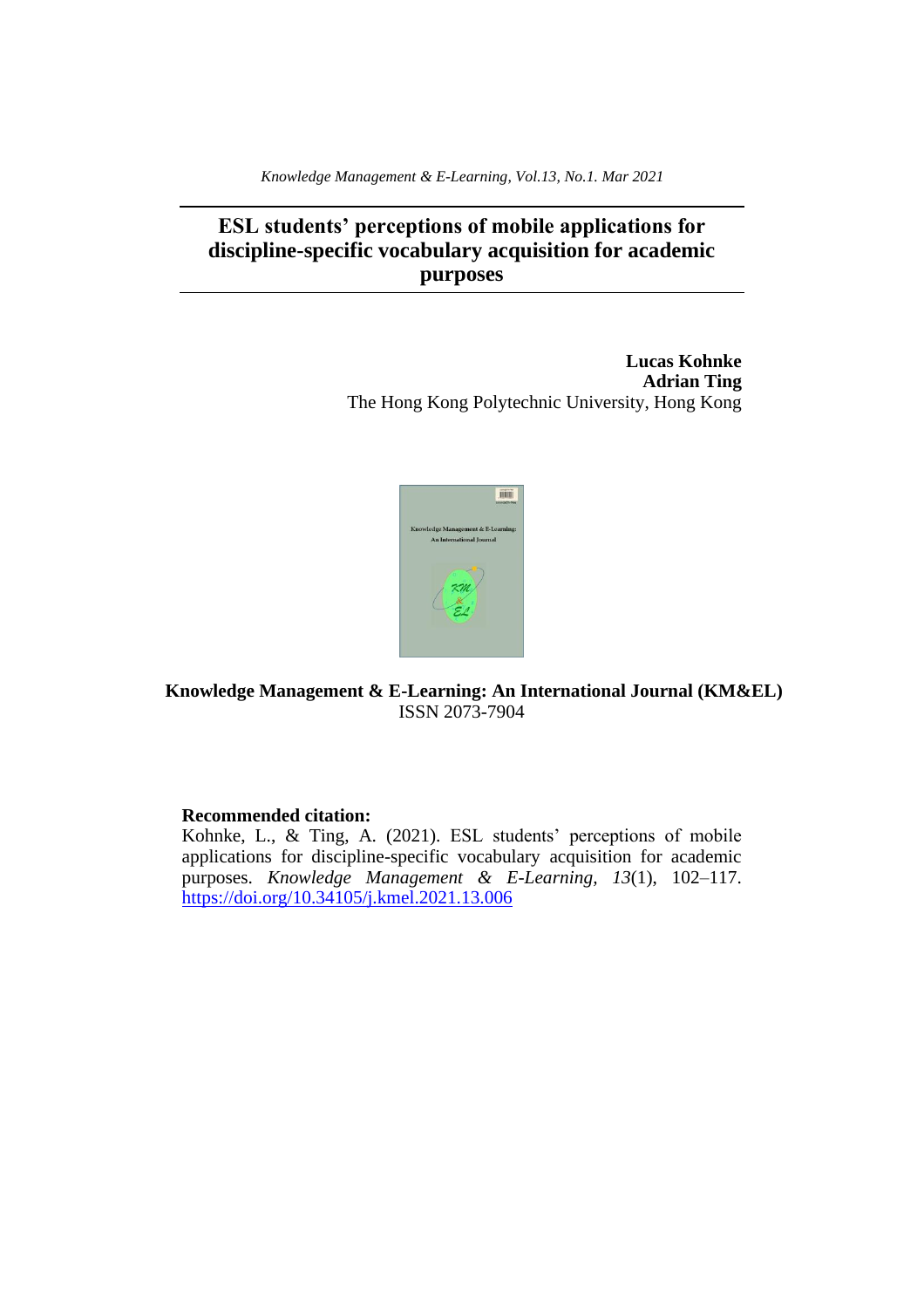*Knowledge Management & E-Learning, Vol.13, No.1. Mar 2021*

# ESL students' perceptions of mobile applications for discipline-specific vocabulary acquisition for academic purposes

**Lucas Kohnke**
**Adrian Ting**
The Hong Kong Polytechnic University, Hong Kong

**Knowledge Management & E-Learning: An International Journal (KM&EL)**
ISSN 2073-7904

**Recommended citation:**
Kohnke, L., & Ting, A. (2021). ESL students' perceptions of mobile applications for discipline-specific vocabulary acquisition for academic purposes. *Knowledge Management & E-Learning*, *13*(1), 102–117. https://doi.org/10.34105/j.kmel.2021.13.006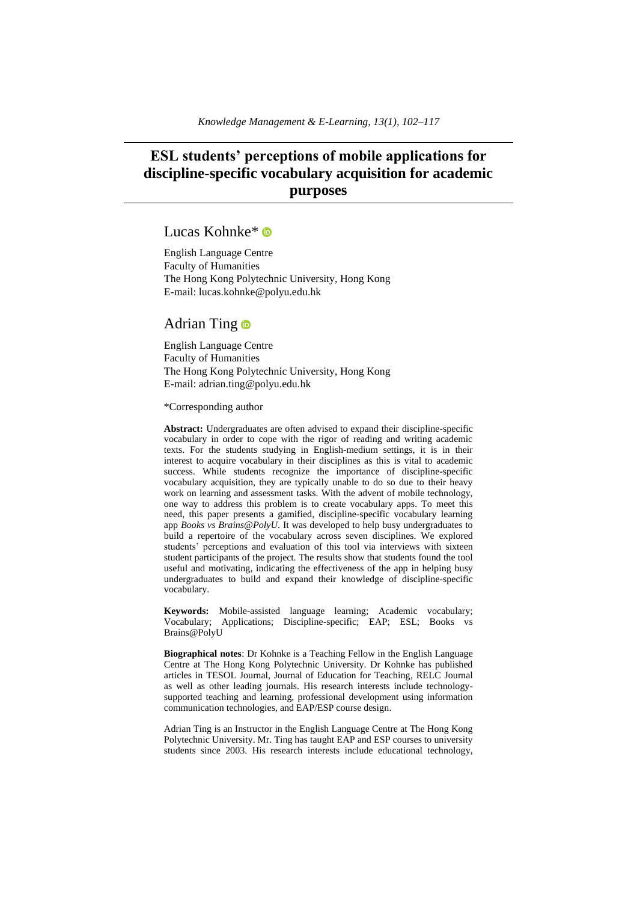# ESL students' perceptions of mobile applications for discipline-specific vocabulary acquisition for academic purposes

## Lucas Kohnke*

English Language Centre
Faculty of Humanities
The Hong Kong Polytechnic University, Hong Kong
E-mail: lucas.kohnke@polyu.edu.hk

## Adrian Ting

English Language Centre
Faculty of Humanities
The Hong Kong Polytechnic University, Hong Kong
E-mail: adrian.ting@polyu.edu.hk

*Corresponding author

**Abstract:** Undergraduates are often advised to expand their discipline-specific vocabulary in order to cope with the rigor of reading and writing academic texts. For the students studying in English-medium settings, it is in their interest to acquire vocabulary in their disciplines as this is vital to academic success. While students recognize the importance of discipline-specific vocabulary acquisition, they are typically unable to do so due to their heavy work on learning and assessment tasks. With the advent of mobile technology, one way to address this problem is to create vocabulary apps. To meet this need, this paper presents a gamified, discipline-specific vocabulary learning app *Books vs Brains@PolyU*. It was developed to help busy undergraduates to build a repertoire of the vocabulary across seven disciplines. We explored students' perceptions and evaluation of this tool via interviews with sixteen student participants of the project. The results show that students found the tool useful and motivating, indicating the effectiveness of the app in helping busy undergraduates to build and expand their knowledge of discipline-specific vocabulary.

**Keywords:** Mobile-assisted language learning; Academic vocabulary; Vocabulary; Applications; Discipline-specific; EAP; ESL; Books vs Brains@PolyU

**Biographical notes**: Dr Kohnke is a Teaching Fellow in the English Language Centre at The Hong Kong Polytechnic University. Dr Kohnke has published articles in TESOL Journal, Journal of Education for Teaching, RELC Journal as well as other leading journals. His research interests include technology-supported teaching and learning, professional development using information communication technologies, and EAP/ESP course design.

Adrian Ting is an Instructor in the English Language Centre at The Hong Kong Polytechnic University. Mr. Ting has taught EAP and ESP courses to university students since 2003. His research interests include educational technology,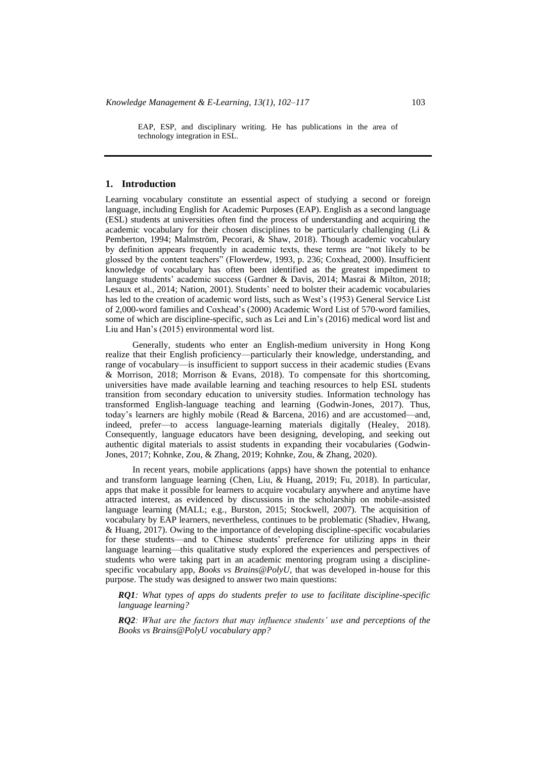EAP, ESP, and disciplinary writing. He has publications in the area of technology integration in ESL.

## 1. Introduction

Learning vocabulary constitute an essential aspect of studying a second or foreign language, including English for Academic Purposes (EAP). English as a second language (ESL) students at universities often find the process of understanding and acquiring the academic vocabulary for their chosen disciplines to be particularly challenging (Li & Pemberton, 1994; Malmström, Pecorari, & Shaw, 2018). Though academic vocabulary by definition appears frequently in academic texts, these terms are "not likely to be glossed by the content teachers" (Flowerdew, 1993, p. 236; Coxhead, 2000). Insufficient knowledge of vocabulary has often been identified as the greatest impediment to language students' academic success (Gardner & Davis, 2014; Masrai & Milton, 2018; Lesaux et al., 2014; Nation, 2001). Students' need to bolster their academic vocabularies has led to the creation of academic word lists, such as West's (1953) General Service List of 2,000-word families and Coxhead's (2000) Academic Word List of 570-word families, some of which are discipline-specific, such as Lei and Lin's (2016) medical word list and Liu and Han's (2015) environmental word list.

Generally, students who enter an English-medium university in Hong Kong realize that their English proficiency—particularly their knowledge, understanding, and range of vocabulary—is insufficient to support success in their academic studies (Evans & Morrison, 2018; Morrison & Evans, 2018). To compensate for this shortcoming, universities have made available learning and teaching resources to help ESL students transition from secondary education to university studies. Information technology has transformed English-language teaching and learning (Godwin-Jones, 2017). Thus, today's learners are highly mobile (Read & Barcena, 2016) and are accustomed—and, indeed, prefer—to access language-learning materials digitally (Healey, 2018). Consequently, language educators have been designing, developing, and seeking out authentic digital materials to assist students in expanding their vocabularies (Godwin-Jones, 2017; Kohnke, Zou, & Zhang, 2019; Kohnke, Zou, & Zhang, 2020).

In recent years, mobile applications (apps) have shown the potential to enhance and transform language learning (Chen, Liu, & Huang, 2019; Fu, 2018). In particular, apps that make it possible for learners to acquire vocabulary anywhere and anytime have attracted interest, as evidenced by discussions in the scholarship on mobile-assisted language learning (MALL; e.g., Burston, 2015; Stockwell, 2007). The acquisition of vocabulary by EAP learners, nevertheless, continues to be problematic (Shadiev, Hwang, & Huang, 2017). Owing to the importance of developing discipline-specific vocabularies for these students—and to Chinese students' preference for utilizing apps in their language learning—this qualitative study explored the experiences and perspectives of students who were taking part in an academic mentoring program using a discipline-specific vocabulary app, *Books vs Brains@PolyU*, that was developed in-house for this purpose. The study was designed to answer two main questions:

***RQ1****: What types of apps do students prefer to use to facilitate discipline-specific language learning?*

***RQ2****: What are the factors that may influence students' use and perceptions of the Books vs Brains@PolyU vocabulary app?*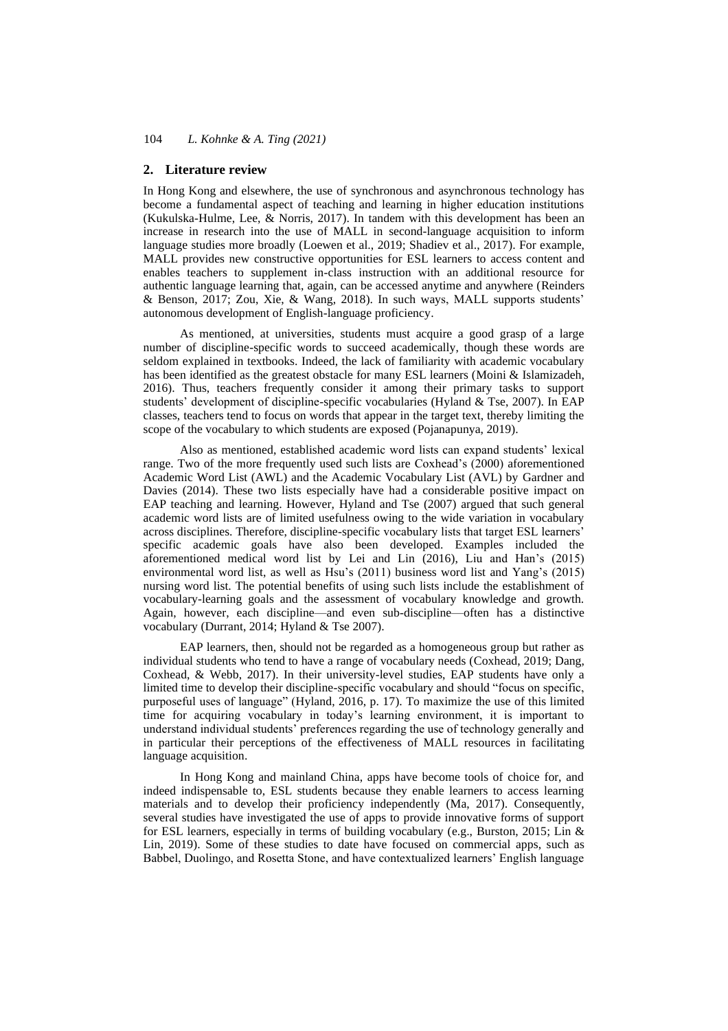## 2. Literature review

In Hong Kong and elsewhere, the use of synchronous and asynchronous technology has become a fundamental aspect of teaching and learning in higher education institutions (Kukulska-Hulme, Lee, & Norris, 2017). In tandem with this development has been an increase in research into the use of MALL in second-language acquisition to inform language studies more broadly (Loewen et al., 2019; Shadiev et al., 2017). For example, MALL provides new constructive opportunities for ESL learners to access content and enables teachers to supplement in-class instruction with an additional resource for authentic language learning that, again, can be accessed anytime and anywhere (Reinders & Benson, 2017; Zou, Xie, & Wang, 2018). In such ways, MALL supports students' autonomous development of English-language proficiency.

As mentioned, at universities, students must acquire a good grasp of a large number of discipline-specific words to succeed academically, though these words are seldom explained in textbooks. Indeed, the lack of familiarity with academic vocabulary has been identified as the greatest obstacle for many ESL learners (Moini & Islamizadeh, 2016). Thus, teachers frequently consider it among their primary tasks to support students' development of discipline-specific vocabularies (Hyland & Tse, 2007). In EAP classes, teachers tend to focus on words that appear in the target text, thereby limiting the scope of the vocabulary to which students are exposed (Pojanapunya, 2019).

Also as mentioned, established academic word lists can expand students' lexical range. Two of the more frequently used such lists are Coxhead's (2000) aforementioned Academic Word List (AWL) and the Academic Vocabulary List (AVL) by Gardner and Davies (2014). These two lists especially have had a considerable positive impact on EAP teaching and learning. However, Hyland and Tse (2007) argued that such general academic word lists are of limited usefulness owing to the wide variation in vocabulary across disciplines. Therefore, discipline-specific vocabulary lists that target ESL learners' specific academic goals have also been developed. Examples included the aforementioned medical word list by Lei and Lin (2016), Liu and Han's (2015) environmental word list, as well as Hsu's (2011) business word list and Yang's (2015) nursing word list. The potential benefits of using such lists include the establishment of vocabulary-learning goals and the assessment of vocabulary knowledge and growth. Again, however, each discipline—and even sub-discipline—often has a distinctive vocabulary (Durrant, 2014; Hyland & Tse 2007).

EAP learners, then, should not be regarded as a homogeneous group but rather as individual students who tend to have a range of vocabulary needs (Coxhead, 2019; Dang, Coxhead, & Webb, 2017). In their university-level studies, EAP students have only a limited time to develop their discipline-specific vocabulary and should "focus on specific, purposeful uses of language" (Hyland, 2016, p. 17). To maximize the use of this limited time for acquiring vocabulary in today's learning environment, it is important to understand individual students' preferences regarding the use of technology generally and in particular their perceptions of the effectiveness of MALL resources in facilitating language acquisition.

In Hong Kong and mainland China, apps have become tools of choice for, and indeed indispensable to, ESL students because they enable learners to access learning materials and to develop their proficiency independently (Ma, 2017). Consequently, several studies have investigated the use of apps to provide innovative forms of support for ESL learners, especially in terms of building vocabulary (e.g., Burston, 2015; Lin & Lin, 2019). Some of these studies to date have focused on commercial apps, such as Babbel, Duolingo, and Rosetta Stone, and have contextualized learners' English language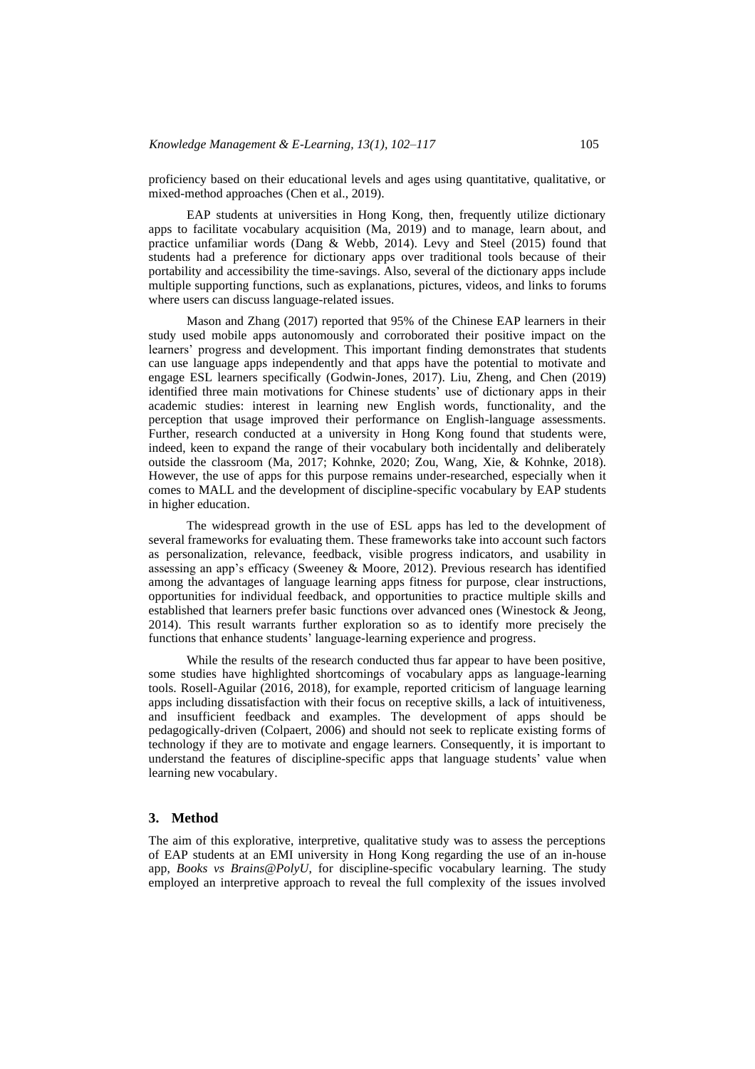proficiency based on their educational levels and ages using quantitative, qualitative, or mixed-method approaches (Chen et al., 2019).

EAP students at universities in Hong Kong, then, frequently utilize dictionary apps to facilitate vocabulary acquisition (Ma, 2019) and to manage, learn about, and practice unfamiliar words (Dang & Webb, 2014). Levy and Steel (2015) found that students had a preference for dictionary apps over traditional tools because of their portability and accessibility the time-savings. Also, several of the dictionary apps include multiple supporting functions, such as explanations, pictures, videos, and links to forums where users can discuss language-related issues.

Mason and Zhang (2017) reported that 95% of the Chinese EAP learners in their study used mobile apps autonomously and corroborated their positive impact on the learners' progress and development. This important finding demonstrates that students can use language apps independently and that apps have the potential to motivate and engage ESL learners specifically (Godwin-Jones, 2017). Liu, Zheng, and Chen (2019) identified three main motivations for Chinese students' use of dictionary apps in their academic studies: interest in learning new English words, functionality, and the perception that usage improved their performance on English-language assessments. Further, research conducted at a university in Hong Kong found that students were, indeed, keen to expand the range of their vocabulary both incidentally and deliberately outside the classroom (Ma, 2017; Kohnke, 2020; Zou, Wang, Xie, & Kohnke, 2018). However, the use of apps for this purpose remains under-researched, especially when it comes to MALL and the development of discipline-specific vocabulary by EAP students in higher education.

The widespread growth in the use of ESL apps has led to the development of several frameworks for evaluating them. These frameworks take into account such factors as personalization, relevance, feedback, visible progress indicators, and usability in assessing an app's efficacy (Sweeney & Moore, 2012). Previous research has identified among the advantages of language learning apps fitness for purpose, clear instructions, opportunities for individual feedback, and opportunities to practice multiple skills and established that learners prefer basic functions over advanced ones (Winestock & Jeong, 2014). This result warrants further exploration so as to identify more precisely the functions that enhance students' language-learning experience and progress.

While the results of the research conducted thus far appear to have been positive, some studies have highlighted shortcomings of vocabulary apps as language-learning tools. Rosell-Aguilar (2016, 2018), for example, reported criticism of language learning apps including dissatisfaction with their focus on receptive skills, a lack of intuitiveness, and insufficient feedback and examples. The development of apps should be pedagogically-driven (Colpaert, 2006) and should not seek to replicate existing forms of technology if they are to motivate and engage learners. Consequently, it is important to understand the features of discipline-specific apps that language students' value when learning new vocabulary.

## 3. Method

The aim of this explorative, interpretive, qualitative study was to assess the perceptions of EAP students at an EMI university in Hong Kong regarding the use of an in-house app, *Books vs Brains@PolyU*, for discipline-specific vocabulary learning. The study employed an interpretive approach to reveal the full complexity of the issues involved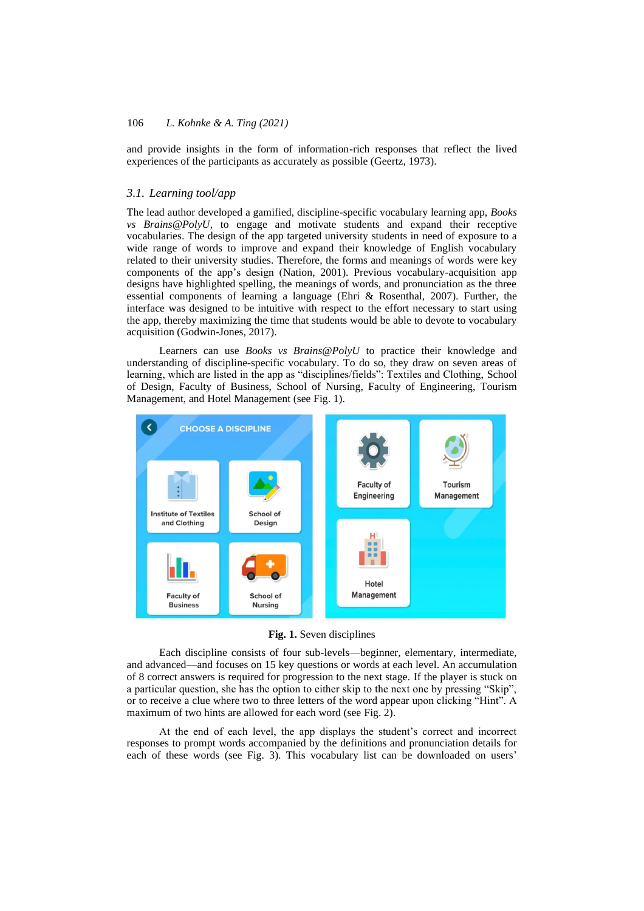and provide insights in the form of information-rich responses that reflect the lived experiences of the participants as accurately as possible (Geertz, 1973).

### 3.1. Learning tool/app

The lead author developed a gamified, discipline-specific vocabulary learning app, *Books vs Brains@PolyU*, to engage and motivate students and expand their receptive vocabularies. The design of the app targeted university students in need of exposure to a wide range of words to improve and expand their knowledge of English vocabulary related to their university studies. Therefore, the forms and meanings of words were key components of the app's design (Nation, 2001). Previous vocabulary-acquisition app designs have highlighted spelling, the meanings of words, and pronunciation as the three essential components of learning a language (Ehri & Rosenthal, 2007). Further, the interface was designed to be intuitive with respect to the effort necessary to start using the app, thereby maximizing the time that students would be able to devote to vocabulary acquisition (Godwin-Jones, 2017).

Learners can use *Books vs Brains@PolyU* to practice their knowledge and understanding of discipline-specific vocabulary. To do so, they draw on seven areas of learning, which are listed in the app as "disciplines/fields": Textiles and Clothing, School of Design, Faculty of Business, School of Nursing, Faculty of Engineering, Tourism Management, and Hotel Management (see Fig. 1).

**Fig. 1.** Seven disciplines

Each discipline consists of four sub-levels—beginner, elementary, intermediate, and advanced—and focuses on 15 key questions or words at each level. An accumulation of 8 correct answers is required for progression to the next stage. If the player is stuck on a particular question, she has the option to either skip to the next one by pressing "Skip", or to receive a clue where two to three letters of the word appear upon clicking "Hint". A maximum of two hints are allowed for each word (see Fig. 2).

At the end of each level, the app displays the student's correct and incorrect responses to prompt words accompanied by the definitions and pronunciation details for each of these words (see Fig. 3). This vocabulary list can be downloaded on users'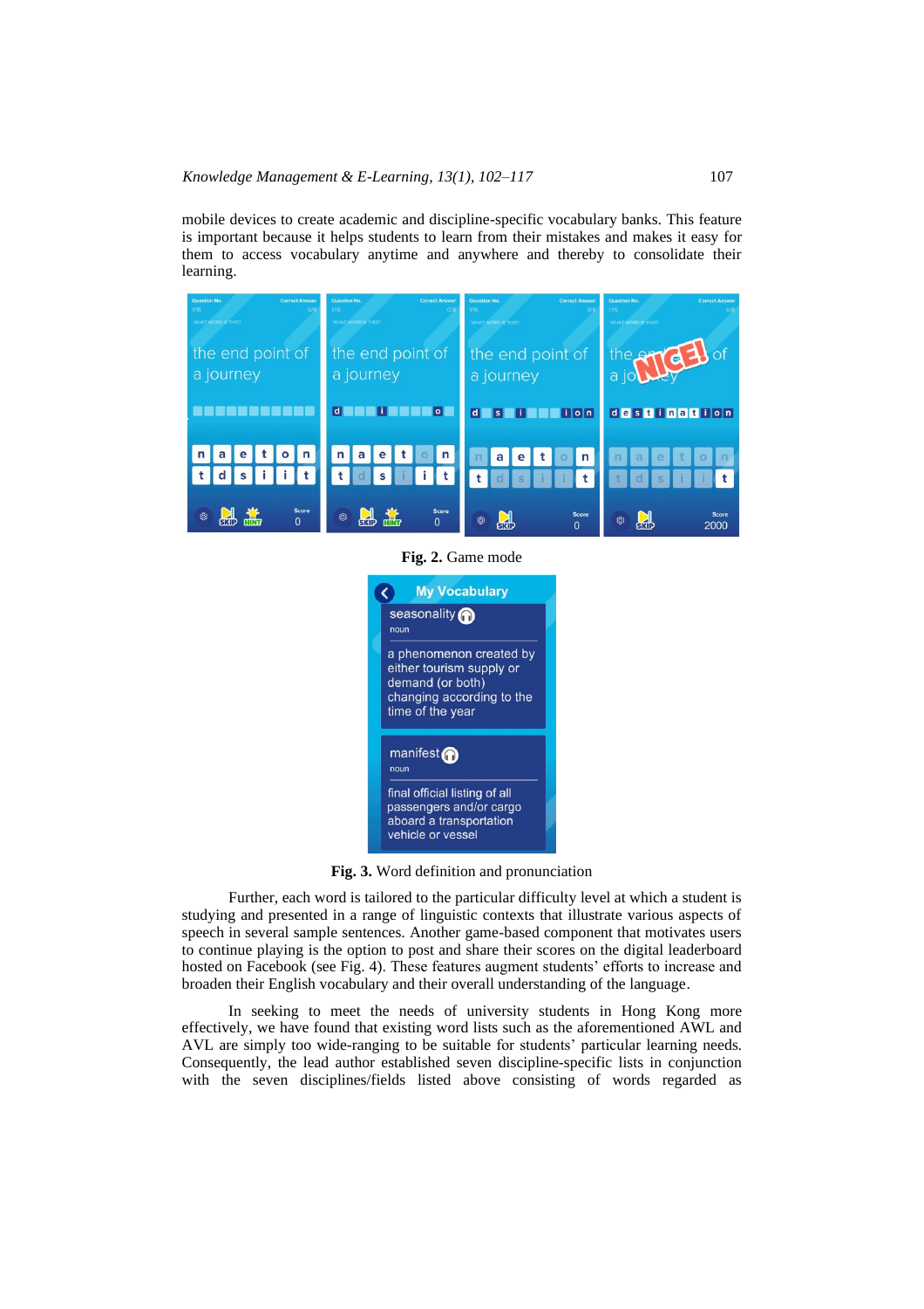mobile devices to create academic and discipline-specific vocabulary banks. This feature is important because it helps students to learn from their mistakes and makes it easy for them to access vocabulary anytime and anywhere and thereby to consolidate their learning.

**Fig. 2.** Game mode

**Fig. 3.** Word definition and pronunciation

Further, each word is tailored to the particular difficulty level at which a student is studying and presented in a range of linguistic contexts that illustrate various aspects of speech in several sample sentences. Another game-based component that motivates users to continue playing is the option to post and share their scores on the digital leaderboard hosted on Facebook (see Fig. 4). These features augment students' efforts to increase and broaden their English vocabulary and their overall understanding of the language.

In seeking to meet the needs of university students in Hong Kong more effectively, we have found that existing word lists such as the aforementioned AWL and AVL are simply too wide-ranging to be suitable for students' particular learning needs. Consequently, the lead author established seven discipline-specific lists in conjunction with the seven disciplines/fields listed above consisting of words regarded as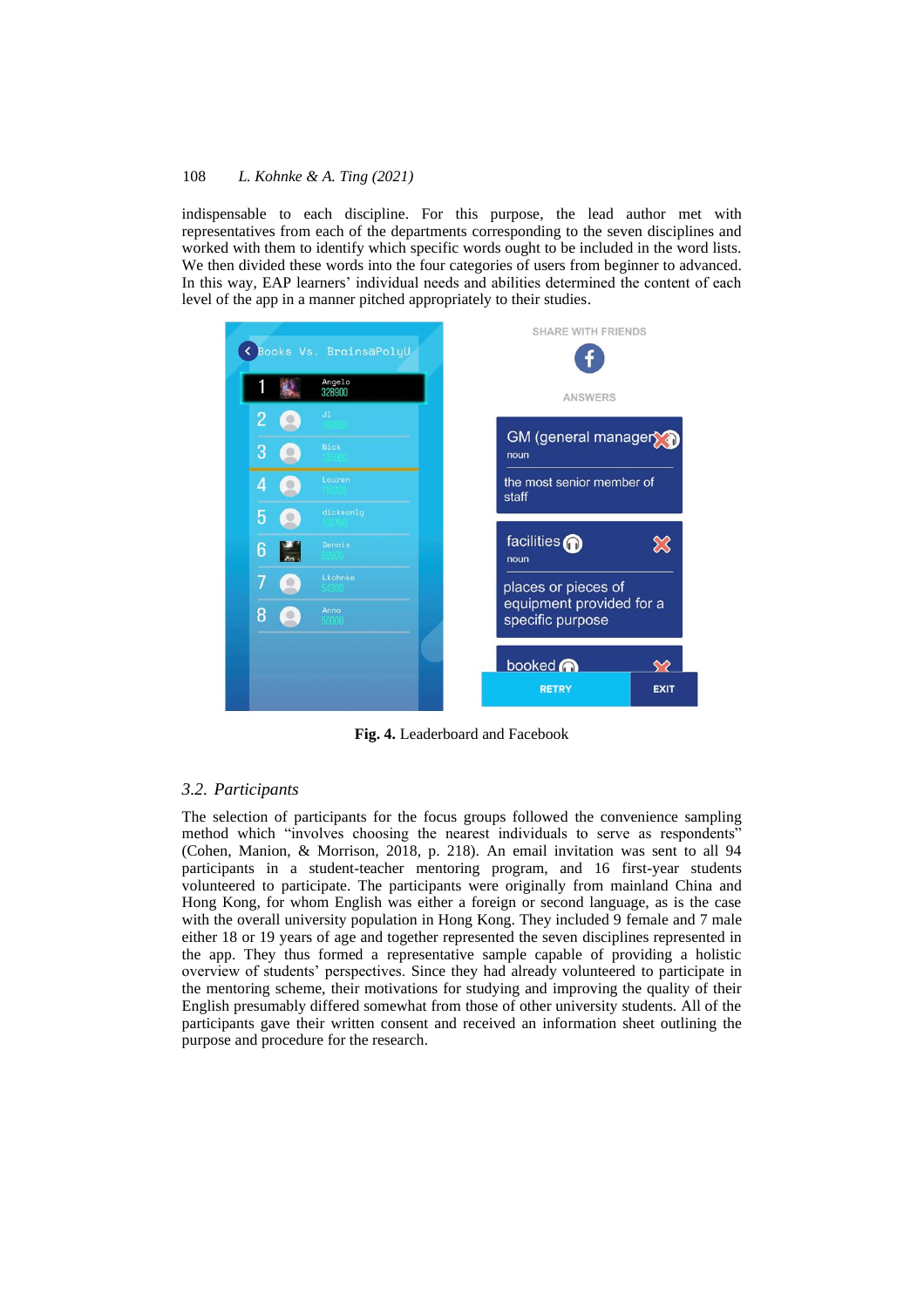indispensable to each discipline. For this purpose, the lead author met with representatives from each of the departments corresponding to the seven disciplines and worked with them to identify which specific words ought to be included in the word lists. We then divided these words into the four categories of users from beginner to advanced. In this way, EAP learners' individual needs and abilities determined the content of each level of the app in a manner pitched appropriately to their studies.

**Fig. 4.** Leaderboard and Facebook

### 3.2. Participants

The selection of participants for the focus groups followed the convenience sampling method which "involves choosing the nearest individuals to serve as respondents" (Cohen, Manion, & Morrison, 2018, p. 218). An email invitation was sent to all 94 participants in a student-teacher mentoring program, and 16 first-year students volunteered to participate. The participants were originally from mainland China and Hong Kong, for whom English was either a foreign or second language, as is the case with the overall university population in Hong Kong. They included 9 female and 7 male either 18 or 19 years of age and together represented the seven disciplines represented in the app. They thus formed a representative sample capable of providing a holistic overview of students' perspectives. Since they had already volunteered to participate in the mentoring scheme, their motivations for studying and improving the quality of their English presumably differed somewhat from those of other university students. All of the participants gave their written consent and received an information sheet outlining the purpose and procedure for the research.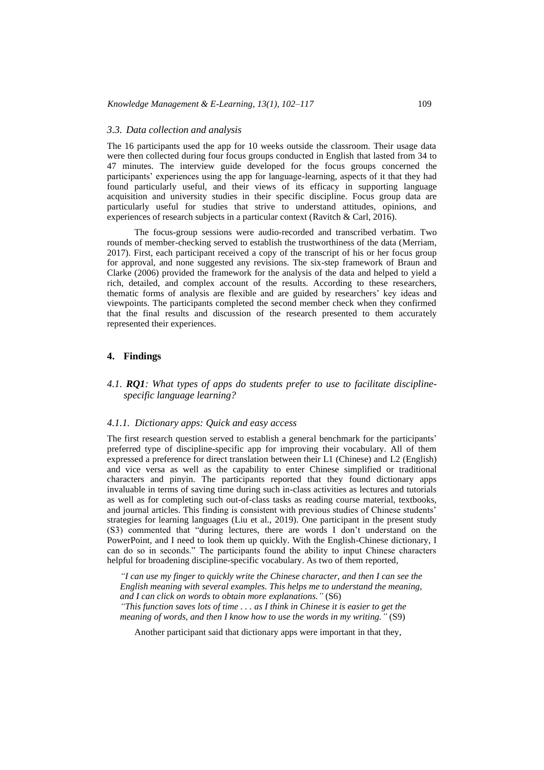### 3.3. Data collection and analysis

The 16 participants used the app for 10 weeks outside the classroom. Their usage data were then collected during four focus groups conducted in English that lasted from 34 to 47 minutes. The interview guide developed for the focus groups concerned the participants' experiences using the app for language-learning, aspects of it that they had found particularly useful, and their views of its efficacy in supporting language acquisition and university studies in their specific discipline. Focus group data are particularly useful for studies that strive to understand attitudes, opinions, and experiences of research subjects in a particular context (Ravitch & Carl, 2016).

The focus-group sessions were audio-recorded and transcribed verbatim. Two rounds of member-checking served to establish the trustworthiness of the data (Merriam, 2017). First, each participant received a copy of the transcript of his or her focus group for approval, and none suggested any revisions. The six-step framework of Braun and Clarke (2006) provided the framework for the analysis of the data and helped to yield a rich, detailed, and complex account of the results. According to these researchers, thematic forms of analysis are flexible and are guided by researchers' key ideas and viewpoints. The participants completed the second member check when they confirmed that the final results and discussion of the research presented to them accurately represented their experiences.

## 4. Findings

### 4.1. *RQ1*: *What types of apps do students prefer to use to facilitate discipline-specific language learning?*

#### 4.1.1. Dictionary apps: Quick and easy access

The first research question served to establish a general benchmark for the participants' preferred type of discipline-specific app for improving their vocabulary. All of them expressed a preference for direct translation between their L1 (Chinese) and L2 (English) and vice versa as well as the capability to enter Chinese simplified or traditional characters and pinyin. The participants reported that they found dictionary apps invaluable in terms of saving time during such in-class activities as lectures and tutorials as well as for completing such out-of-class tasks as reading course material, textbooks, and journal articles. This finding is consistent with previous studies of Chinese students' strategies for learning languages (Liu et al., 2019). One participant in the present study (S3) commented that "during lectures, there are words I don't understand on the PowerPoint, and I need to look them up quickly. With the English-Chinese dictionary, I can do so in seconds." The participants found the ability to input Chinese characters helpful for broadening discipline-specific vocabulary. As two of them reported,

> *"I can use my finger to quickly write the Chinese character, and then I can see the English meaning with several examples. This helps me to understand the meaning, and I can click on words to obtain more explanations."* (S6)
>
> *"This function saves lots of time . . . as I think in Chinese it is easier to get the meaning of words, and then I know how to use the words in my writing."* (S9)

Another participant said that dictionary apps were important in that they,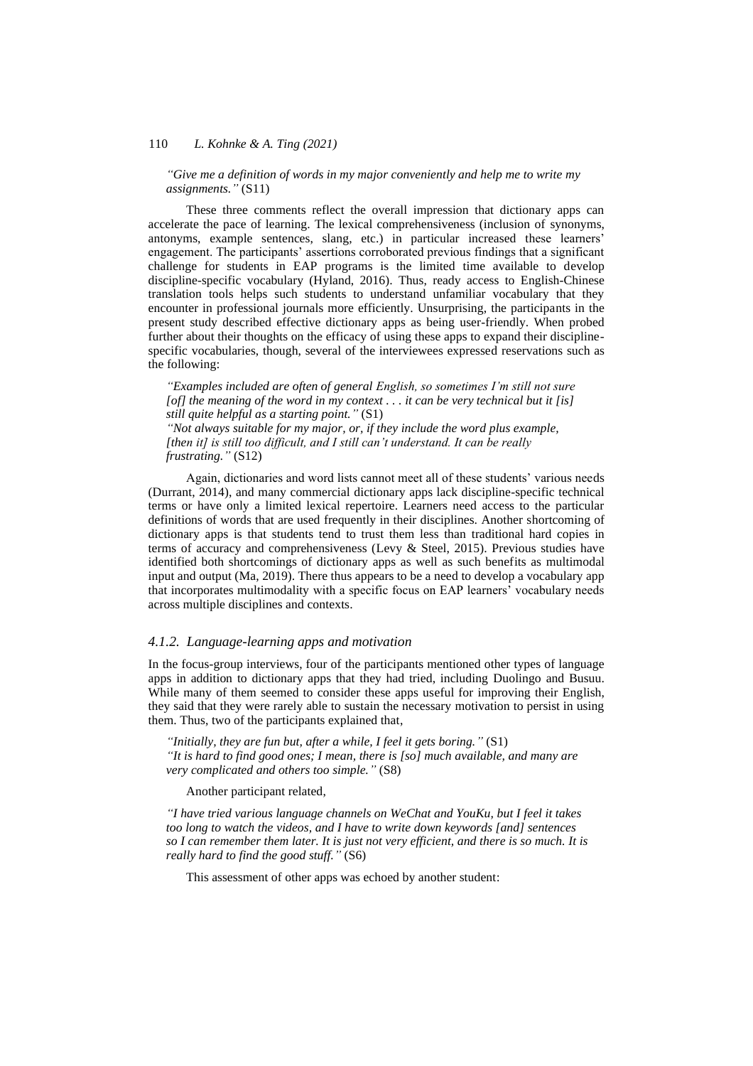*"Give me a definition of words in my major conveniently and help me to write my assignments."* (S11)

These three comments reflect the overall impression that dictionary apps can accelerate the pace of learning. The lexical comprehensiveness (inclusion of synonyms, antonyms, example sentences, slang, etc.) in particular increased these learners' engagement. The participants' assertions corroborated previous findings that a significant challenge for students in EAP programs is the limited time available to develop discipline-specific vocabulary (Hyland, 2016). Thus, ready access to English-Chinese translation tools helps such students to understand unfamiliar vocabulary that they encounter in professional journals more efficiently. Unsurprising, the participants in the present study described effective dictionary apps as being user-friendly. When probed further about their thoughts on the efficacy of using these apps to expand their discipline-specific vocabularies, though, several of the interviewees expressed reservations such as the following:

*"Examples included are often of general English, so sometimes I'm still not sure [of] the meaning of the word in my context . . . it can be very technical but it [is] still quite helpful as a starting point."* (S1)
*"Not always suitable for my major, or, if they include the word plus example, [then it] is still too difficult, and I still can't understand. It can be really frustrating."* (S12)

Again, dictionaries and word lists cannot meet all of these students' various needs (Durrant, 2014), and many commercial dictionary apps lack discipline-specific technical terms or have only a limited lexical repertoire. Learners need access to the particular definitions of words that are used frequently in their disciplines. Another shortcoming of dictionary apps is that students tend to trust them less than traditional hard copies in terms of accuracy and comprehensiveness (Levy & Steel, 2015). Previous studies have identified both shortcomings of dictionary apps as well as such benefits as multimodal input and output (Ma, 2019). There thus appears to be a need to develop a vocabulary app that incorporates multimodality with a specific focus on EAP learners' vocabulary needs across multiple disciplines and contexts.

#### *4.1.2. Language-learning apps and motivation*

In the focus-group interviews, four of the participants mentioned other types of language apps in addition to dictionary apps that they had tried, including Duolingo and Busuu. While many of them seemed to consider these apps useful for improving their English, they said that they were rarely able to sustain the necessary motivation to persist in using them. Thus, two of the participants explained that,

*"Initially, they are fun but, after a while, I feel it gets boring."* (S1)
*"It is hard to find good ones; I mean, there is [so] much available, and many are very complicated and others too simple."* (S8)

Another participant related,

*"I have tried various language channels on WeChat and YouKu, but I feel it takes too long to watch the videos, and I have to write down keywords [and] sentences so I can remember them later. It is just not very efficient, and there is so much. It is really hard to find the good stuff."* (S6)

This assessment of other apps was echoed by another student: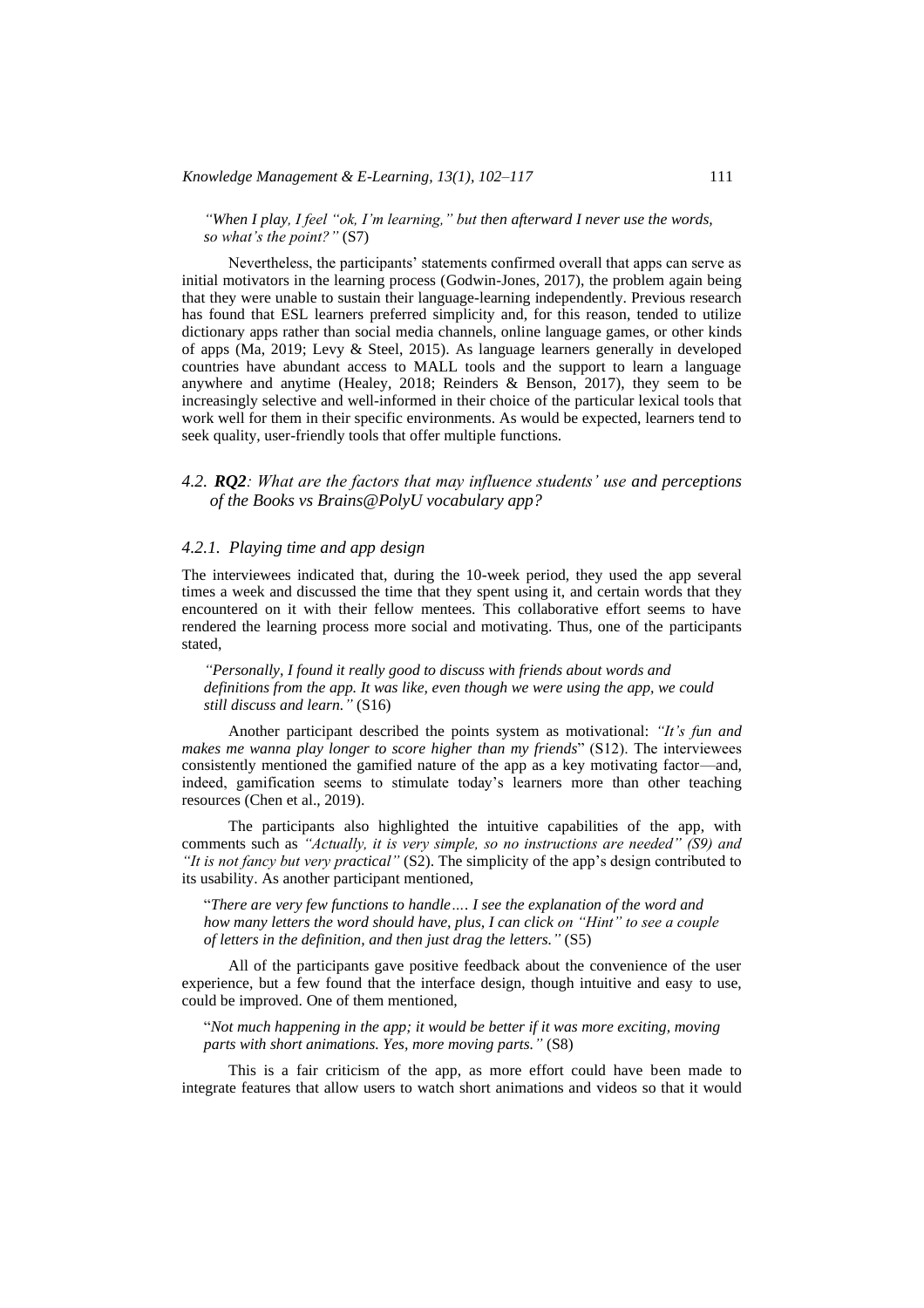*"When I play, I feel "ok, I'm learning," but then afterward I never use the words, so what's the point?"* (S7)

Nevertheless, the participants' statements confirmed overall that apps can serve as initial motivators in the learning process (Godwin-Jones, 2017), the problem again being that they were unable to sustain their language-learning independently. Previous research has found that ESL learners preferred simplicity and, for this reason, tended to utilize dictionary apps rather than social media channels, online language games, or other kinds of apps (Ma, 2019; Levy & Steel, 2015). As language learners generally in developed countries have abundant access to MALL tools and the support to learn a language anywhere and anytime (Healey, 2018; Reinders & Benson, 2017), they seem to be increasingly selective and well-informed in their choice of the particular lexical tools that work well for them in their specific environments. As would be expected, learners tend to seek quality, user-friendly tools that offer multiple functions.

## 4.2. ***RQ2***: *What are the factors that may influence students' use and perceptions of the Books vs Brains@PolyU vocabulary app?*

### 4.2.1. *Playing time and app design*

The interviewees indicated that, during the 10-week period, they used the app several times a week and discussed the time that they spent using it, and certain words that they encountered on it with their fellow mentees. This collaborative effort seems to have rendered the learning process more social and motivating. Thus, one of the participants stated,

*"Personally, I found it really good to discuss with friends about words and definitions from the app. It was like, even though we were using the app, we could still discuss and learn."* (S16)

Another participant described the points system as motivational: *"It's fun and makes me wanna play longer to score higher than my friends*" (S12). The interviewees consistently mentioned the gamified nature of the app as a key motivating factor—and, indeed, gamification seems to stimulate today's learners more than other teaching resources (Chen et al., 2019).

The participants also highlighted the intuitive capabilities of the app, with comments such as *"Actually, it is very simple, so no instructions are needed" (S9) and "It is not fancy but very practical"* (S2). The simplicity of the app's design contributed to its usability. As another participant mentioned,

"*There are very few functions to handle…. I see the explanation of the word and how many letters the word should have, plus, I can click on "Hint" to see a couple of letters in the definition, and then just drag the letters."* (S5)

All of the participants gave positive feedback about the convenience of the user experience, but a few found that the interface design, though intuitive and easy to use, could be improved. One of them mentioned,

"*Not much happening in the app; it would be better if it was more exciting, moving parts with short animations. Yes, more moving parts."* (S8)

This is a fair criticism of the app, as more effort could have been made to integrate features that allow users to watch short animations and videos so that it would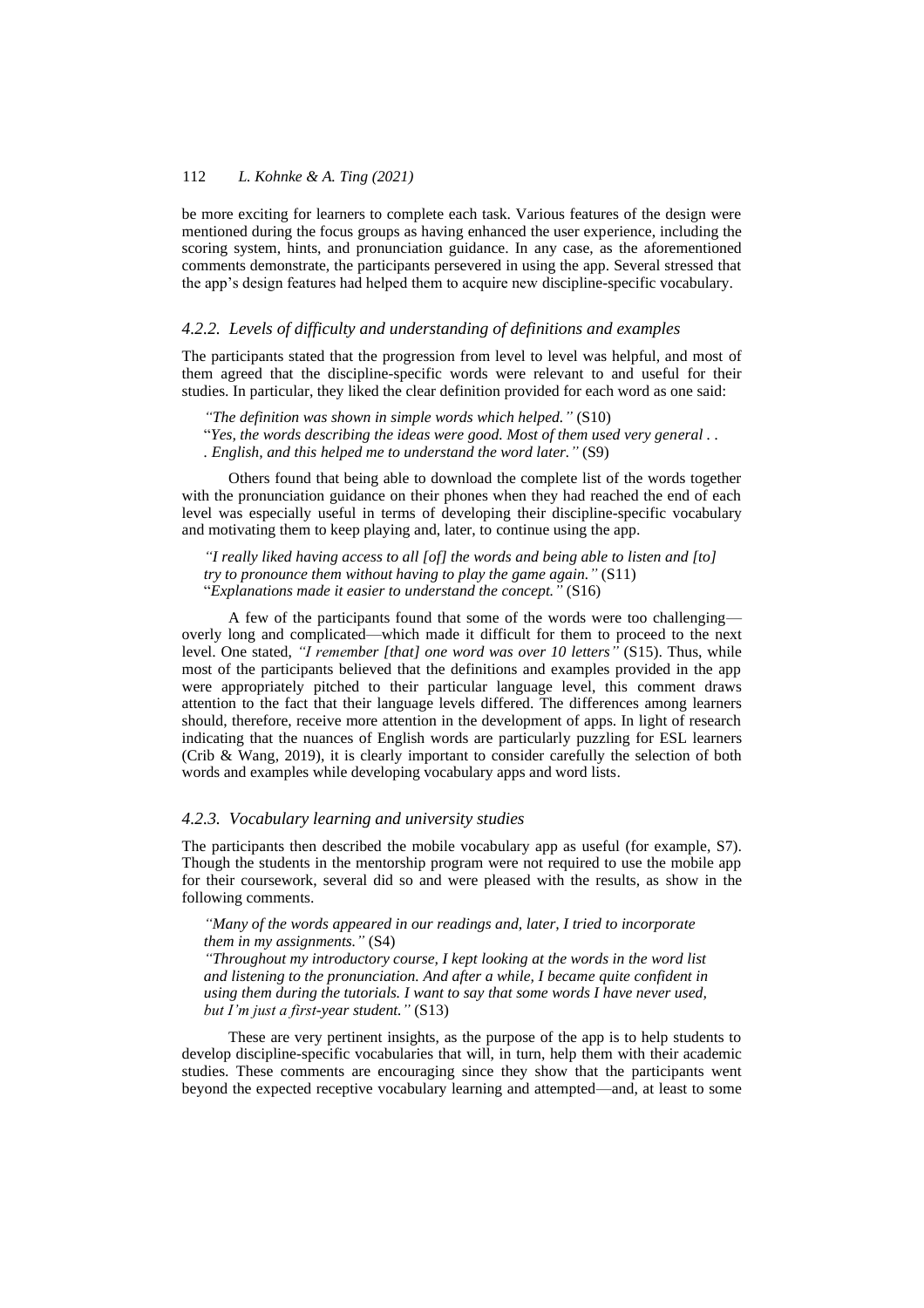be more exciting for learners to complete each task. Various features of the design were mentioned during the focus groups as having enhanced the user experience, including the scoring system, hints, and pronunciation guidance. In any case, as the aforementioned comments demonstrate, the participants persevered in using the app. Several stressed that the app's design features had helped them to acquire new discipline-specific vocabulary.

#### *4.2.2. Levels of difficulty and understanding of definitions and examples*

The participants stated that the progression from level to level was helpful, and most of them agreed that the discipline-specific words were relevant to and useful for their studies. In particular, they liked the clear definition provided for each word as one said:

> *"The definition was shown in simple words which helped."* (S10)
> "*Yes, the words describing the ideas were good. Most of them used very general . . . English, and this helped me to understand the word later."* (S9)

Others found that being able to download the complete list of the words together with the pronunciation guidance on their phones when they had reached the end of each level was especially useful in terms of developing their discipline-specific vocabulary and motivating them to keep playing and, later, to continue using the app.

> *"I really liked having access to all [of] the words and being able to listen and [to] try to pronounce them without having to play the game again."* (S11)
> "*Explanations made it easier to understand the concept."* (S16)

A few of the participants found that some of the words were too challenging—overly long and complicated—which made it difficult for them to proceed to the next level. One stated, *"I remember [that] one word was over 10 letters"* (S15). Thus, while most of the participants believed that the definitions and examples provided in the app were appropriately pitched to their particular language level, this comment draws attention to the fact that their language levels differed. The differences among learners should, therefore, receive more attention in the development of apps. In light of research indicating that the nuances of English words are particularly puzzling for ESL learners (Crib & Wang, 2019), it is clearly important to consider carefully the selection of both words and examples while developing vocabulary apps and word lists.

#### *4.2.3. Vocabulary learning and university studies*

The participants then described the mobile vocabulary app as useful (for example, S7). Though the students in the mentorship program were not required to use the mobile app for their coursework, several did so and were pleased with the results, as show in the following comments.

> *"Many of the words appeared in our readings and, later, I tried to incorporate them in my assignments."* (S4)
> *"Throughout my introductory course, I kept looking at the words in the word list and listening to the pronunciation. And after a while, I became quite confident in using them during the tutorials. I want to say that some words I have never used, but I'm just a first-year student."* (S13)

These are very pertinent insights, as the purpose of the app is to help students to develop discipline-specific vocabularies that will, in turn, help them with their academic studies. These comments are encouraging since they show that the participants went beyond the expected receptive vocabulary learning and attempted—and, at least to some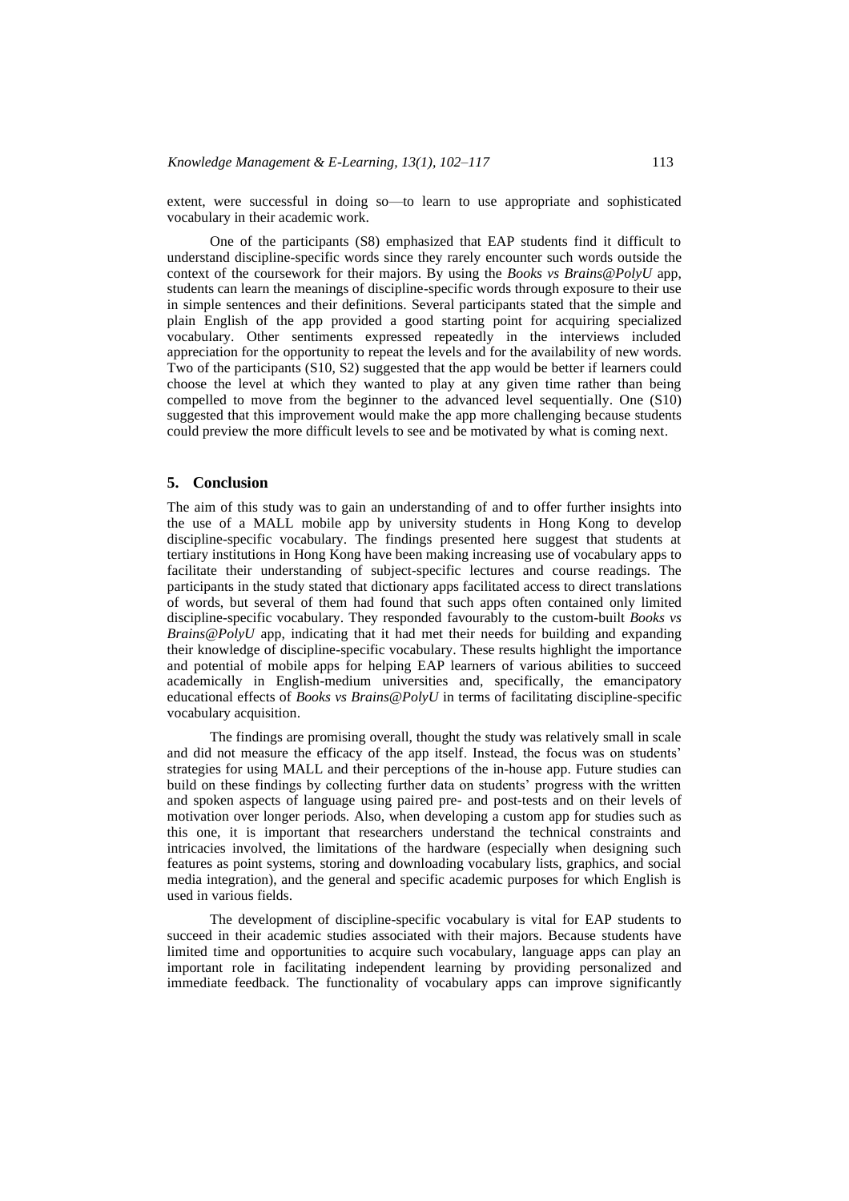extent, were successful in doing so—to learn to use appropriate and sophisticated vocabulary in their academic work.

One of the participants (S8) emphasized that EAP students find it difficult to understand discipline-specific words since they rarely encounter such words outside the context of the coursework for their majors. By using the *Books vs Brains@PolyU* app, students can learn the meanings of discipline-specific words through exposure to their use in simple sentences and their definitions. Several participants stated that the simple and plain English of the app provided a good starting point for acquiring specialized vocabulary. Other sentiments expressed repeatedly in the interviews included appreciation for the opportunity to repeat the levels and for the availability of new words. Two of the participants (S10, S2) suggested that the app would be better if learners could choose the level at which they wanted to play at any given time rather than being compelled to move from the beginner to the advanced level sequentially. One (S10) suggested that this improvement would make the app more challenging because students could preview the more difficult levels to see and be motivated by what is coming next.

## 5. Conclusion

The aim of this study was to gain an understanding of and to offer further insights into the use of a MALL mobile app by university students in Hong Kong to develop discipline-specific vocabulary. The findings presented here suggest that students at tertiary institutions in Hong Kong have been making increasing use of vocabulary apps to facilitate their understanding of subject-specific lectures and course readings. The participants in the study stated that dictionary apps facilitated access to direct translations of words, but several of them had found that such apps often contained only limited discipline-specific vocabulary. They responded favourably to the custom-built *Books vs Brains@PolyU* app, indicating that it had met their needs for building and expanding their knowledge of discipline-specific vocabulary. These results highlight the importance and potential of mobile apps for helping EAP learners of various abilities to succeed academically in English-medium universities and, specifically, the emancipatory educational effects of *Books vs Brains@PolyU* in terms of facilitating discipline-specific vocabulary acquisition.

The findings are promising overall, thought the study was relatively small in scale and did not measure the efficacy of the app itself. Instead, the focus was on students' strategies for using MALL and their perceptions of the in-house app. Future studies can build on these findings by collecting further data on students' progress with the written and spoken aspects of language using paired pre- and post-tests and on their levels of motivation over longer periods. Also, when developing a custom app for studies such as this one, it is important that researchers understand the technical constraints and intricacies involved, the limitations of the hardware (especially when designing such features as point systems, storing and downloading vocabulary lists, graphics, and social media integration), and the general and specific academic purposes for which English is used in various fields.

The development of discipline-specific vocabulary is vital for EAP students to succeed in their academic studies associated with their majors. Because students have limited time and opportunities to acquire such vocabulary, language apps can play an important role in facilitating independent learning by providing personalized and immediate feedback. The functionality of vocabulary apps can improve significantly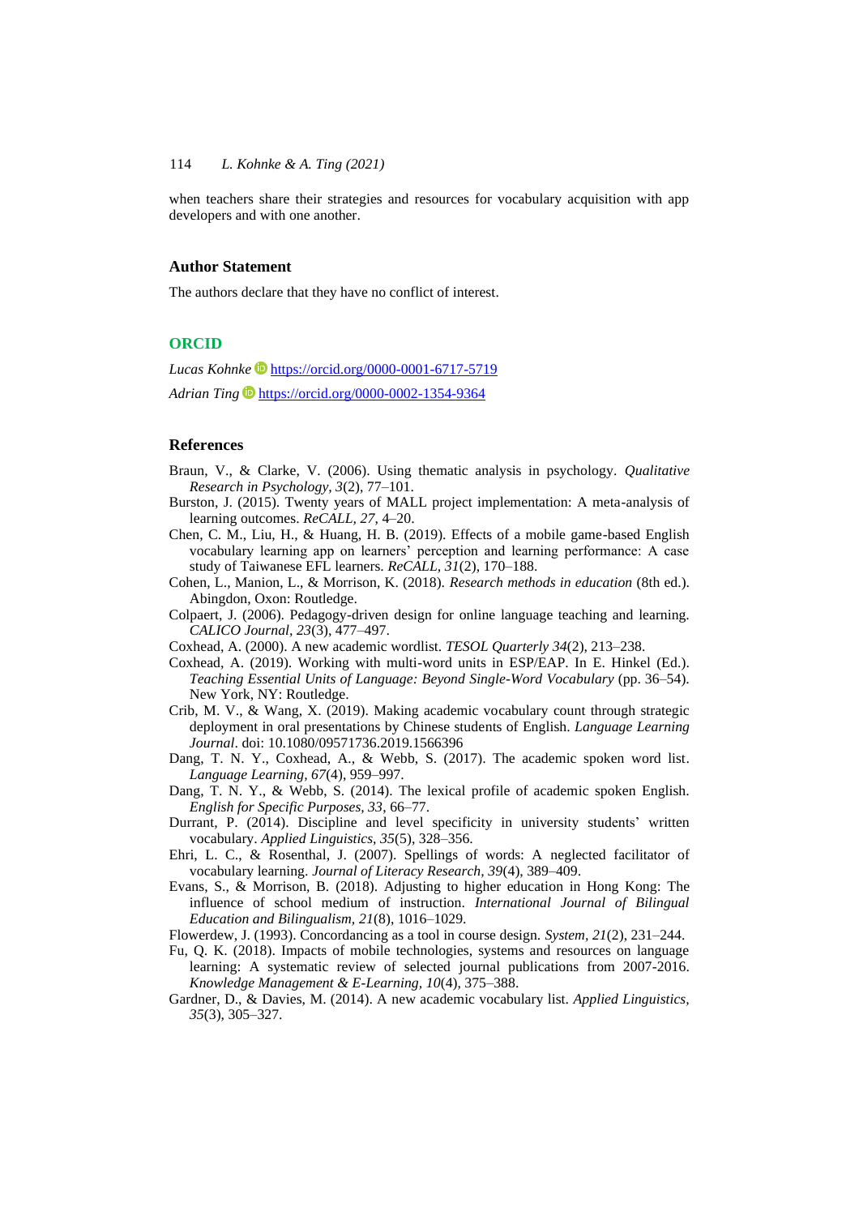when teachers share their strategies and resources for vocabulary acquisition with app developers and with one another.

## Author Statement

The authors declare that they have no conflict of interest.

## ORCID

*Lucas Kohnke* https://orcid.org/0000-0001-6717-5719

*Adrian Ting* https://orcid.org/0000-0002-1354-9364

## References

Braun, V., & Clarke, V. (2006). Using thematic analysis in psychology. *Qualitative Research in Psychology, 3*(2), 77–101.

Burston, J. (2015). Twenty years of MALL project implementation: A meta-analysis of learning outcomes. *ReCALL, 27*, 4–20.

Chen, C. M., Liu, H., & Huang, H. B. (2019). Effects of a mobile game-based English vocabulary learning app on learners' perception and learning performance: A case study of Taiwanese EFL learners. *ReCALL, 31*(2), 170–188.

Cohen, L., Manion, L., & Morrison, K. (2018). *Research methods in education* (8th ed.). Abingdon, Oxon: Routledge.

Colpaert, J. (2006). Pedagogy-driven design for online language teaching and learning. *CALICO Journal, 23*(3), 477–497.

Coxhead, A. (2000). A new academic wordlist. *TESOL Quarterly 34*(2), 213–238.

Coxhead, A. (2019). Working with multi-word units in ESP/EAP. In E. Hinkel (Ed.). *Teaching Essential Units of Language: Beyond Single-Word Vocabulary* (pp. 36–54). New York, NY: Routledge.

Crib, M. V., & Wang, X. (2019). Making academic vocabulary count through strategic deployment in oral presentations by Chinese students of English. *Language Learning Journal*. doi: 10.1080/09571736.2019.1566396

Dang, T. N. Y., Coxhead, A., & Webb, S. (2017). The academic spoken word list. *Language Learning, 67*(4), 959–997.

Dang, T. N. Y., & Webb, S. (2014). The lexical profile of academic spoken English. *English for Specific Purposes, 33*, 66–77.

Durrant, P. (2014). Discipline and level specificity in university students' written vocabulary. *Applied Linguistics, 35*(5), 328–356.

Ehri, L. C., & Rosenthal, J. (2007). Spellings of words: A neglected facilitator of vocabulary learning. *Journal of Literacy Research, 39*(4), 389–409.

Evans, S., & Morrison, B. (2018). Adjusting to higher education in Hong Kong: The influence of school medium of instruction. *International Journal of Bilingual Education and Bilingualism, 21*(8), 1016–1029.

Flowerdew, J. (1993). Concordancing as a tool in course design. *System, 21*(2), 231–244.

Fu, Q. K. (2018). Impacts of mobile technologies, systems and resources on language learning: A systematic review of selected journal publications from 2007-2016. *Knowledge Management & E-Learning, 10*(4), 375–388.

Gardner, D., & Davies, M. (2014). A new academic vocabulary list. *Applied Linguistics, 35*(3), 305–327.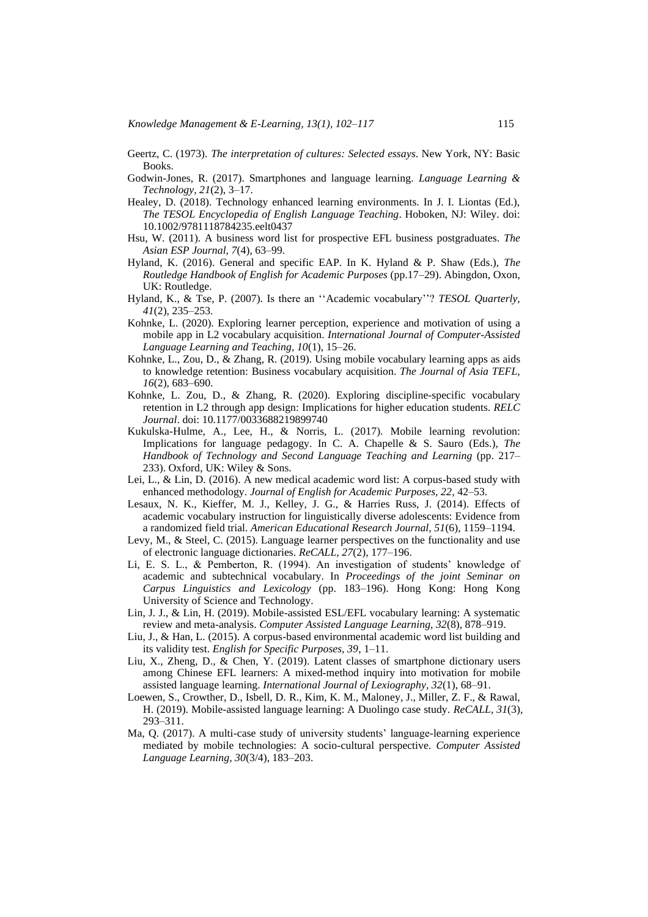Geertz, C. (1973). *The interpretation of cultures: Selected essays*. New York, NY: Basic Books.

Godwin-Jones, R. (2017). Smartphones and language learning. *Language Learning & Technology, 21*(2), 3–17.

Healey, D. (2018). Technology enhanced learning environments. In J. I. Liontas (Ed.), *The TESOL Encyclopedia of English Language Teaching*. Hoboken, NJ: Wiley. doi: 10.1002/9781118784235.eelt0437

Hsu, W. (2011). A business word list for prospective EFL business postgraduates. *The Asian ESP Journal, 7*(4), 63–99.

Hyland, K. (2016). General and specific EAP. In K. Hyland & P. Shaw (Eds.), *The Routledge Handbook of English for Academic Purposes* (pp.17–29). Abingdon, Oxon, UK: Routledge.

Hyland, K., & Tse, P. (2007). Is there an ''Academic vocabulary''? *TESOL Quarterly, 41*(2), 235–253.

Kohnke, L. (2020). Exploring learner perception, experience and motivation of using a mobile app in L2 vocabulary acquisition. *International Journal of Computer-Assisted Language Learning and Teaching, 10*(1), 15–26.

Kohnke, L., Zou, D., & Zhang, R. (2019). Using mobile vocabulary learning apps as aids to knowledge retention: Business vocabulary acquisition. *The Journal of Asia TEFL, 16*(2), 683–690.

Kohnke, L. Zou, D., & Zhang, R. (2020). Exploring discipline-specific vocabulary retention in L2 through app design: Implications for higher education students. *RELC Journal*. doi: 10.1177/0033688219899740

Kukulska-Hulme, A., Lee, H., & Norris, L. (2017). Mobile learning revolution: Implications for language pedagogy. In C. A. Chapelle & S. Sauro (Eds.), *The Handbook of Technology and Second Language Teaching and Learning* (pp. 217–233). Oxford, UK: Wiley & Sons.

Lei, L., & Lin, D. (2016). A new medical academic word list: A corpus-based study with enhanced methodology. *Journal of English for Academic Purposes, 22*, 42–53.

Lesaux, N. K., Kieffer, M. J., Kelley, J. G., & Harries Russ, J. (2014). Effects of academic vocabulary instruction for linguistically diverse adolescents: Evidence from a randomized field trial. *American Educational Research Journal, 51*(6), 1159–1194.

Levy, M., & Steel, C. (2015). Language learner perspectives on the functionality and use of electronic language dictionaries. *ReCALL, 27*(2), 177–196.

Li, E. S. L., & Pemberton, R. (1994). An investigation of students' knowledge of academic and subtechnical vocabulary. In *Proceedings of the joint Seminar on Carpus Linguistics and Lexicology* (pp. 183–196). Hong Kong: Hong Kong University of Science and Technology.

Lin, J. J., & Lin, H. (2019). Mobile-assisted ESL/EFL vocabulary learning: A systematic review and meta-analysis. *Computer Assisted Language Learning, 32*(8), 878–919.

Liu, J., & Han, L. (2015). A corpus-based environmental academic word list building and its validity test. *English for Specific Purposes, 39*, 1–11.

Liu, X., Zheng, D., & Chen, Y. (2019). Latent classes of smartphone dictionary users among Chinese EFL learners: A mixed-method inquiry into motivation for mobile assisted language learning. *International Journal of Lexiography, 32*(1), 68–91.

Loewen, S., Crowther, D., Isbell, D. R., Kim, K. M., Maloney, J., Miller, Z. F., & Rawal, H. (2019). Mobile-assisted language learning: A Duolingo case study. *ReCALL, 31*(3), 293–311.

Ma, Q. (2017). A multi-case study of university students' language-learning experience mediated by mobile technologies: A socio-cultural perspective. *Computer Assisted Language Learning, 30*(3/4), 183–203.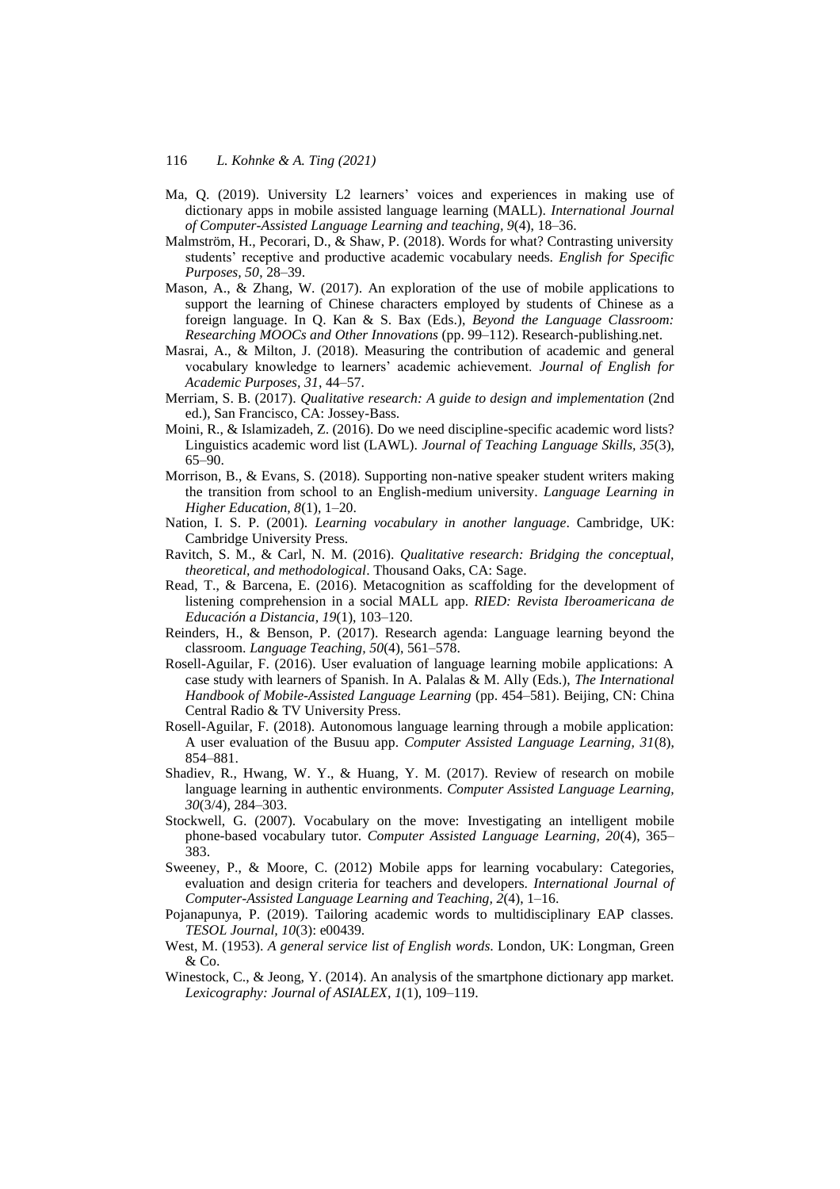Ma, Q. (2019). University L2 learners' voices and experiences in making use of dictionary apps in mobile assisted language learning (MALL). *International Journal of Computer-Assisted Language Learning and teaching, 9*(4), 18–36.

Malmström, H., Pecorari, D., & Shaw, P. (2018). Words for what? Contrasting university students' receptive and productive academic vocabulary needs. *English for Specific Purposes, 50*, 28–39.

Mason, A., & Zhang, W. (2017). An exploration of the use of mobile applications to support the learning of Chinese characters employed by students of Chinese as a foreign language. In Q. Kan & S. Bax (Eds.), *Beyond the Language Classroom: Researching MOOCs and Other Innovations* (pp. 99–112). Research-publishing.net.

Masrai, A., & Milton, J. (2018). Measuring the contribution of academic and general vocabulary knowledge to learners' academic achievement. *Journal of English for Academic Purposes, 31*, 44–57.

Merriam, S. B. (2017). *Qualitative research: A guide to design and implementation* (2nd ed.), San Francisco, CA: Jossey-Bass.

Moini, R., & Islamizadeh, Z. (2016). Do we need discipline-specific academic word lists? Linguistics academic word list (LAWL). *Journal of Teaching Language Skills, 35*(3), 65–90.

Morrison, B., & Evans, S. (2018). Supporting non-native speaker student writers making the transition from school to an English-medium university. *Language Learning in Higher Education, 8*(1), 1–20.

Nation, I. S. P. (2001). *Learning vocabulary in another language*. Cambridge, UK: Cambridge University Press.

Ravitch, S. M., & Carl, N. M. (2016). *Qualitative research: Bridging the conceptual, theoretical, and methodological*. Thousand Oaks, CA: Sage.

Read, T., & Barcena, E. (2016). Metacognition as scaffolding for the development of listening comprehension in a social MALL app. *RIED: Revista Iberoamericana de Educación a Distancia, 19*(1), 103–120.

Reinders, H., & Benson, P. (2017). Research agenda: Language learning beyond the classroom. *Language Teaching, 50*(4), 561–578.

Rosell-Aguilar, F. (2016). User evaluation of language learning mobile applications: A case study with learners of Spanish. In A. Palalas & M. Ally (Eds.), *The International Handbook of Mobile-Assisted Language Learning* (pp. 454–581). Beijing, CN: China Central Radio & TV University Press.

Rosell-Aguilar, F. (2018). Autonomous language learning through a mobile application: A user evaluation of the Busuu app. *Computer Assisted Language Learning, 31*(8), 854–881.

Shadiev, R., Hwang, W. Y., & Huang, Y. M. (2017). Review of research on mobile language learning in authentic environments. *Computer Assisted Language Learning, 30*(3/4), 284–303.

Stockwell, G. (2007). Vocabulary on the move: Investigating an intelligent mobile phone-based vocabulary tutor. *Computer Assisted Language Learning, 20*(4), 365–383.

Sweeney, P., & Moore, C. (2012) Mobile apps for learning vocabulary: Categories, evaluation and design criteria for teachers and developers. *International Journal of Computer-Assisted Language Learning and Teaching, 2*(4), 1–16.

Pojanapunya, P. (2019). Tailoring academic words to multidisciplinary EAP classes. *TESOL Journal, 10*(3): e00439.

West, M. (1953). *A general service list of English words*. London, UK: Longman, Green & Co.

Winestock, C., & Jeong, Y. (2014). An analysis of the smartphone dictionary app market. *Lexicography: Journal of ASIALEX, 1*(1), 109–119.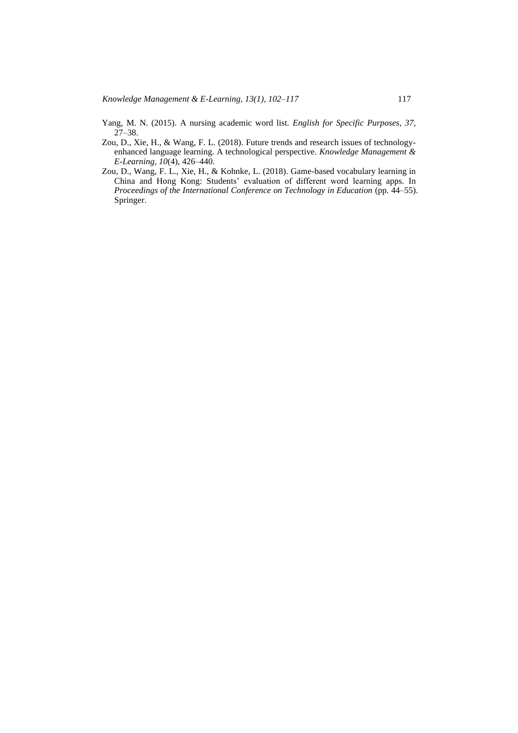Yang, M. N. (2015). A nursing academic word list. *English for Specific Purposes, 37*, 27–38.

Zou, D., Xie, H., & Wang, F. L. (2018). Future trends and research issues of technology-enhanced language learning. A technological perspective. *Knowledge Management & E-Learning, 10*(4), 426–440.

Zou, D., Wang, F. L., Xie, H., & Kohnke, L. (2018). Game-based vocabulary learning in China and Hong Kong: Students' evaluation of different word learning apps. In *Proceedings of the International Conference on Technology in Education* (pp. 44–55). Springer.